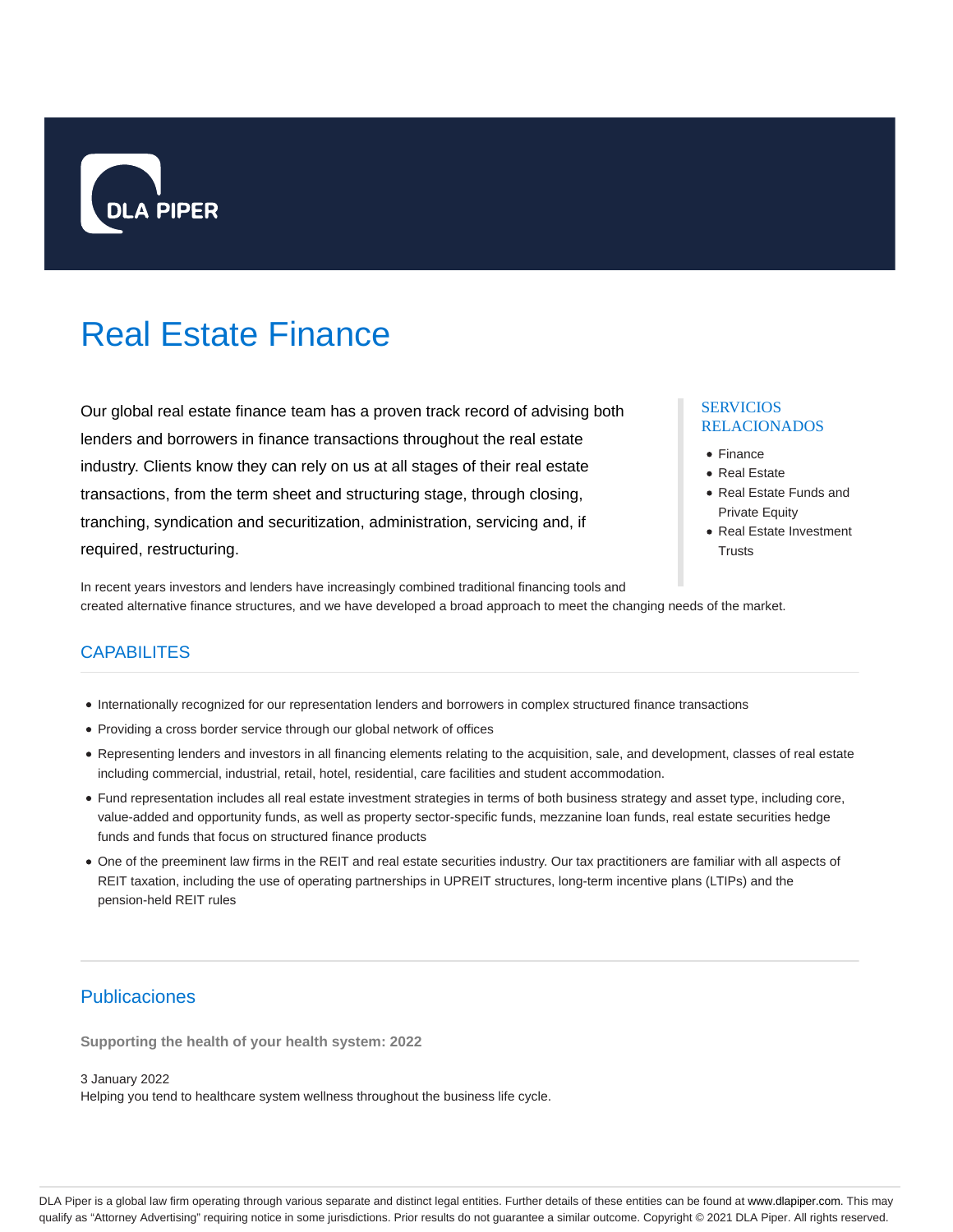DLA PIPER

# Real Estate Finance

Our global real estate finance team has a proven track record of advising both lenders and borrowers in finance transactions throughout the real estate industry. Clients know they can rely on us at all stages of their real estate transactions, from the term sheet and structuring stage, through closing, tranching, syndication and securitization, administration, servicing and, if required, restructuring.

In recent years investors and lenders have increasingly combined traditional financing tools and created alternative finance structures, and we have developed a broad approach to meet the changing needs of the market.

## SERVICIOS RELACIONADOS

- Finance
- Real Estate
- Real Estate Funds and Private Equity
- Real Estate Investment Trusts

## CAPABILITES

- Internationally recognized for our representation lenders and borrowers in complex structured finance transactions
- Providing a cross border service through our global network of offices
- Representing lenders and investors in all financing elements relating to the acquisition, sale, and development, classes of real estate including commercial, industrial, retail, hotel, residential, care facilities and student accommodation.
- Fund representation includes all real estate investment strategies in terms of both business strategy and asset type, including core, value-added and opportunity funds, as well as property sector-specific funds, mezzanine loan funds, real estate securities hedge funds and funds that focus on structured finance products
- One of the preeminent law firms in the REIT and real estate securities industry. Our tax practitioners are familiar with all aspects of REIT taxation, including the use of operating partnerships in UPREIT structures, long-term incentive plans (LTIPs) and the pension-held REIT rules

## Publicaciones

**Supporting the health of your health system: 2022**

3 January 2022
Helping you tend to healthcare system wellness throughout the business life cycle.

DLA Piper is a global law firm operating through various separate and distinct legal entities. Further details of these entities can be found at www.dlapiper.com. This may qualify as “Attorney Advertising” requiring notice in some jurisdictions. Prior results do not guarantee a similar outcome. Copyright © 2021 DLA Piper. All rights reserved.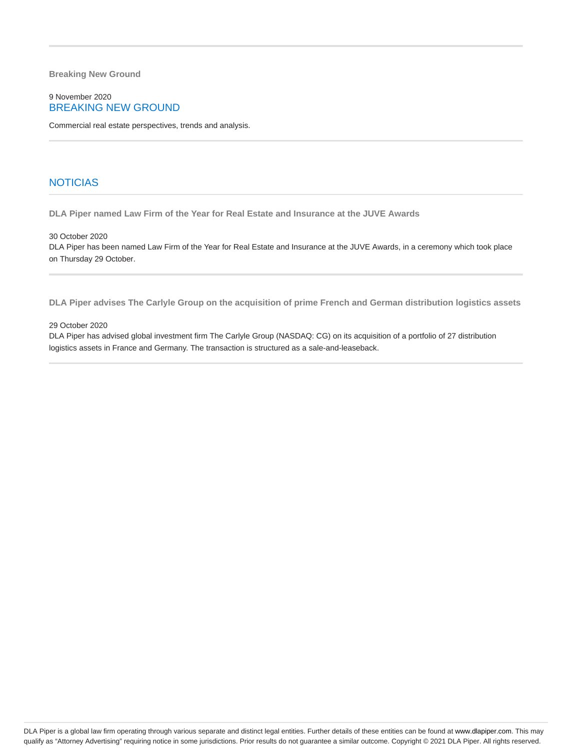**Breaking New Ground**

9 November 2020

BREAKING NEW GROUND

Commercial real estate perspectives, trends and analysis.

## NOTICIAS

**DLA Piper named Law Firm of the Year for Real Estate and Insurance at the JUVE Awards**

30 October 2020

DLA Piper has been named Law Firm of the Year for Real Estate and Insurance at the JUVE Awards, in a ceremony which took place on Thursday 29 October.

**DLA Piper advises The Carlyle Group on the acquisition of prime French and German distribution logistics assets**

29 October 2020

DLA Piper has advised global investment firm The Carlyle Group (NASDAQ: CG) on its acquisition of a portfolio of 27 distribution logistics assets in France and Germany. The transaction is structured as a sale-and-leaseback.

DLA Piper is a global law firm operating through various separate and distinct legal entities. Further details of these entities can be found at www.dlapiper.com. This may qualify as "Attorney Advertising" requiring notice in some jurisdictions. Prior results do not guarantee a similar outcome. Copyright © 2021 DLA Piper. All rights reserved.